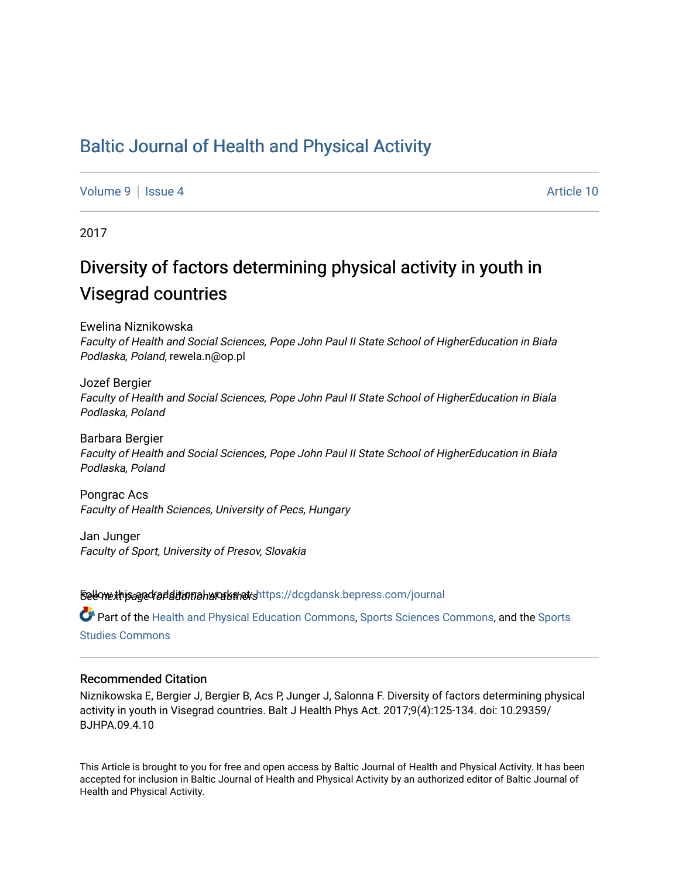# Baltic Journal of Health and Physical Activity

Volume 9 | Issue 4 Article 10

2017

## Diversity of factors determining physical activity in youth in Visegrad countries

Ewelina Niznikowska
*Faculty of Health and Social Sciences, Pope John Paul II State School of HigherEducation in Biała Podlaska, Poland*, rewela.n@op.pl

Jozef Bergier
*Faculty of Health and Social Sciences, Pope John Paul II State School of HigherEducation in Biala Podlaska, Poland*

Barbara Bergier
*Faculty of Health and Social Sciences, Pope John Paul II State School of HigherEducation in Biała Podlaska, Poland*

Pongrac Acs
*Faculty of Health Sciences, University of Pecs, Hungary*

Jan Junger
*Faculty of Sport, University of Presov, Slovakia*

*See next page for additional authors*

Follow this and additional works at: https://dcgdansk.bepress.com/journal

Part of the Health and Physical Education Commons, Sports Sciences Commons, and the Sports Studies Commons

### Recommended Citation

Niznikowska E, Bergier J, Bergier B, Acs P, Junger J, Salonna F. Diversity of factors determining physical activity in youth in Visegrad countries. Balt J Health Phys Act. 2017;9(4):125-134. doi: 10.29359/BJHPA.09.4.10

This Article is brought to you for free and open access by Baltic Journal of Health and Physical Activity. It has been accepted for inclusion in Baltic Journal of Health and Physical Activity by an authorized editor of Baltic Journal of Health and Physical Activity.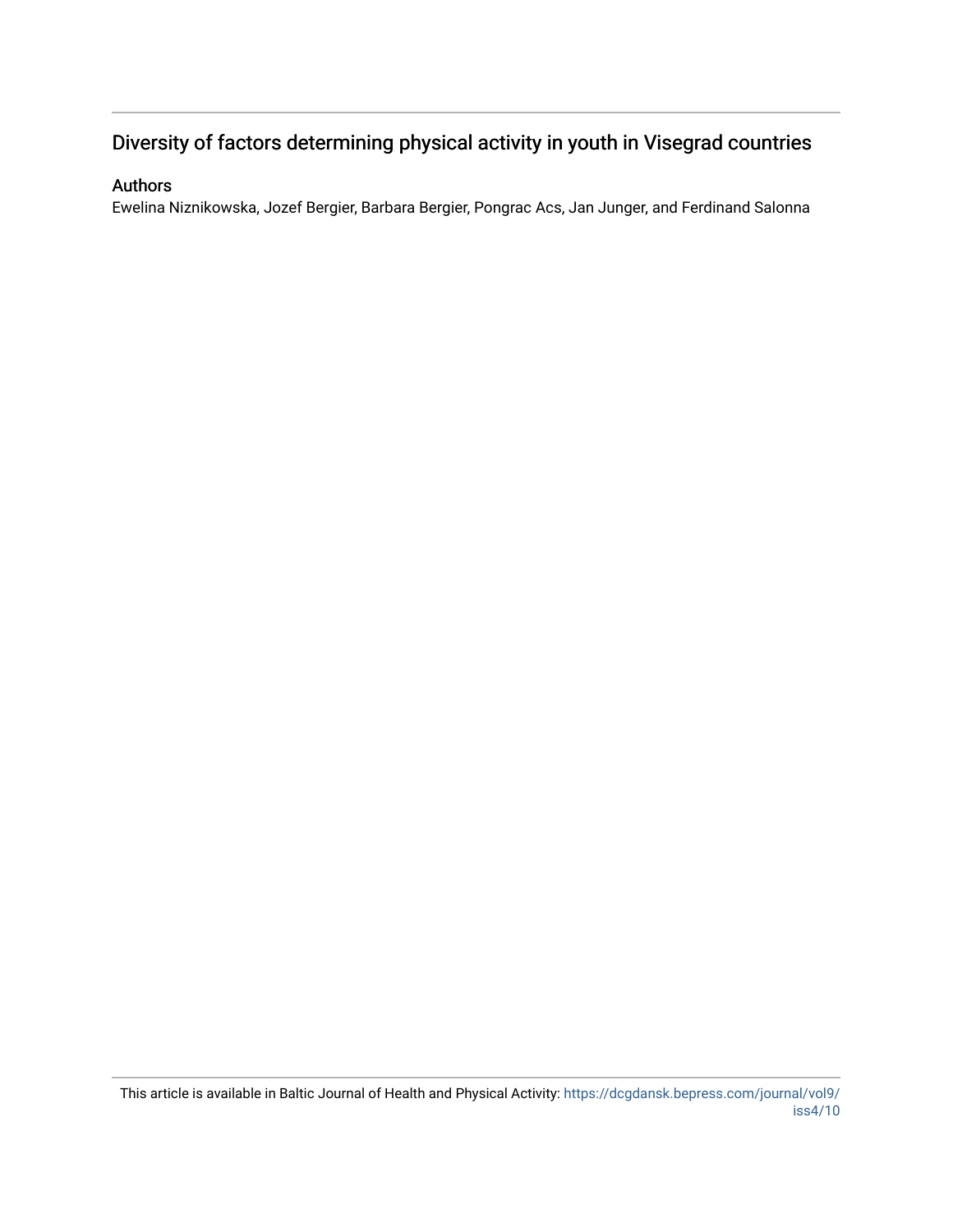# Diversity of factors determining physical activity in youth in Visegrad countries

## Authors

Ewelina Niznikowska, Jozef Bergier, Barbara Bergier, Pongrac Acs, Jan Junger, and Ferdinand Salonna

This article is available in Baltic Journal of Health and Physical Activity: https://dcgdansk.bepress.com/journal/vol9/iss4/10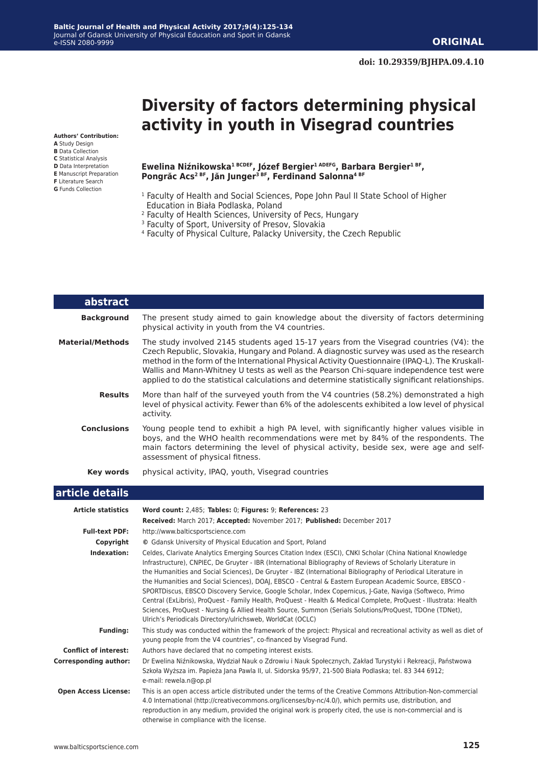**ORIGINAL**

**doi: 10.29359/BJHPA.09.4.10**

# Diversity of factors determining physical activity in youth in Visegrad countries

**Authors' Contribution:**
**A** Study Design
**B** Data Collection
**C** Statistical Analysis
**D** Data Interpretation
**E** Manuscript Preparation
**F** Literature Search
**G** Funds Collection

**Ewelina Niźnikowska[1 BCDEF], Józef Bergier[1 ADEFG], Barbara Bergier[1 BF], Pongrăc Acs[2 BF], Jăn Junger[3 BF], Ferdinand Salonna[4 BF]**

[1] Faculty of Health and Social Sciences, Pope John Paul II State School of Higher Education in Biała Podlaska, Poland
[2] Faculty of Health Sciences, University of Pecs, Hungary
[3] Faculty of Sport, University of Presov, Slovakia
[4] Faculty of Physical Culture, Palacky University, the Czech Republic

## abstract

**Background**
The present study aimed to gain knowledge about the diversity of factors determining physical activity in youth from the V4 countries.

**Material/Methods**
The study involved 2145 students aged 15-17 years from the Visegrad countries (V4): the Czech Republic, Slovakia, Hungary and Poland. A diagnostic survey was used as the research method in the form of the International Physical Activity Questionnaire (IPAQ-L). The Kruskall-Wallis and Mann-Whitney U tests as well as the Pearson Chi-square independence test were applied to do the statistical calculations and determine statistically significant relationships.

**Results**
More than half of the surveyed youth from the V4 countries (58.2%) demonstrated a high level of physical activity. Fewer than 6% of the adolescents exhibited a low level of physical activity.

**Conclusions**
Young people tend to exhibit a high PA level, with significantly higher values visible in boys, and the WHO health recommendations were met by 84% of the respondents. The main factors determining the level of physical activity, beside sex, were age and self-assessment of physical fitness.

**Key words**
physical activity, IPAQ, youth, Visegrad countries

## article details

**Article statistics**
**Word count:** 2,485; **Tables:** 0; **Figures:** 9; **References:** 23
**Received:** March 2017; **Accepted:** November 2017; **Published:** December 2017

**Full-text PDF:** http://www.balticsportscience.com

**Copyright** © Gdansk University of Physical Education and Sport, Poland

**Indexation:** Celdes, Clarivate Analytics Emerging Sources Citation Index (ESCI), CNKI Scholar (China National Knowledge Infrastructure), CNPIEC, De Gruyter - IBR (International Bibliography of Reviews of Scholarly Literature in the Humanities and Social Sciences), De Gruyter - IBZ (International Bibliography of Periodical Literature in the Humanities and Social Sciences), DOAJ, EBSCO - Central & Eastern European Academic Source, EBSCO - SPORTDiscus, EBSCO Discovery Service, Google Scholar, Index Copernicus, J-Gate, Naviga (Softweco, Primo Central (ExLibris), ProQuest - Family Health, ProQuest - Health & Medical Complete, ProQuest - Illustrata: Health Sciences, ProQuest - Nursing & Allied Health Source, Summon (Serials Solutions/ProQuest, TDOne (TDNet), Ulrich's Periodicals Directory/ulrichsweb, WorldCat (OCLC)

**Funding:** This study was conducted within the framework of the project: Physical and recreational activity as well as diet of young people from the V4 countries", co-financed by Visegrad Fund.

**Conflict of interest:** Authors have declared that no competing interest exists.

**Corresponding author:** Dr Ewelina Niźnikowska, Wydział Nauk o Zdrowiu i Nauk Społecznych, Zakład Turystyki i Rekreacji, Państwowa Szkoła Wyższa im. Papieża Jana Pawla II, ul. Sidorska 95/97, 21-500 Biała Podlaska; tel. 83 344 6912; e-mail: rewela.n@op.pl

**Open Access License:** This is an open access article distributed under the terms of the Creative Commons Attribution-Non-commercial 4.0 International (http://creativecommons.org/licenses/by-nc/4.0/), which permits use, distribution, and reproduction in any medium, provided the original work is properly cited, the use is non-commercial and is otherwise in compliance with the license.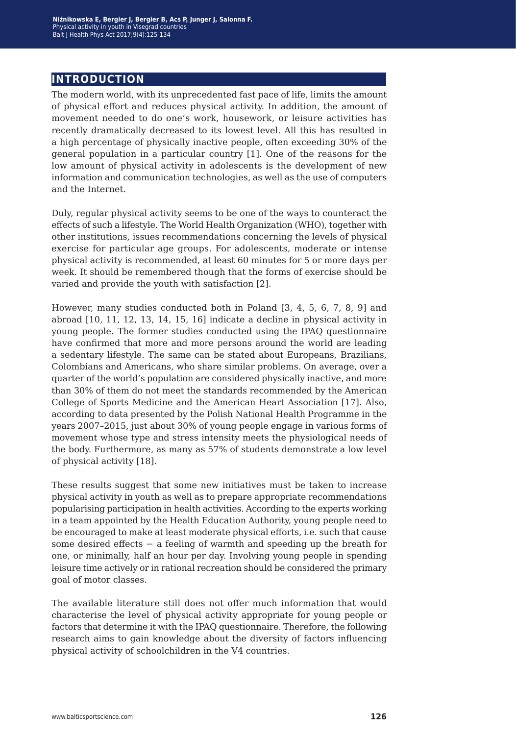## INTRODUCTION

The modern world, with its unprecedented fast pace of life, limits the amount of physical effort and reduces physical activity. In addition, the amount of movement needed to do one's work, housework, or leisure activities has recently dramatically decreased to its lowest level. All this has resulted in a high percentage of physically inactive people, often exceeding 30% of the general population in a particular country [1]. One of the reasons for the low amount of physical activity in adolescents is the development of new information and communication technologies, as well as the use of computers and the Internet.

Duly, regular physical activity seems to be one of the ways to counteract the effects of such a lifestyle. The World Health Organization (WHO), together with other institutions, issues recommendations concerning the levels of physical exercise for particular age groups. For adolescents, moderate or intense physical activity is recommended, at least 60 minutes for 5 or more days per week. It should be remembered though that the forms of exercise should be varied and provide the youth with satisfaction [2].

However, many studies conducted both in Poland [3, 4, 5, 6, 7, 8, 9] and abroad [10, 11, 12, 13, 14, 15, 16] indicate a decline in physical activity in young people. The former studies conducted using the IPAQ questionnaire have confirmed that more and more persons around the world are leading a sedentary lifestyle. The same can be stated about Europeans, Brazilians, Colombians and Americans, who share similar problems. On average, over a quarter of the world's population are considered physically inactive, and more than 30% of them do not meet the standards recommended by the American College of Sports Medicine and the American Heart Association [17]. Also, according to data presented by the Polish National Health Programme in the years 2007–2015, just about 30% of young people engage in various forms of movement whose type and stress intensity meets the physiological needs of the body. Furthermore, as many as 57% of students demonstrate a low level of physical activity [18].

These results suggest that some new initiatives must be taken to increase physical activity in youth as well as to prepare appropriate recommendations popularising participation in health activities. According to the experts working in a team appointed by the Health Education Authority, young people need to be encouraged to make at least moderate physical efforts, i.e. such that cause some desired effects − a feeling of warmth and speeding up the breath for one, or minimally, half an hour per day. Involving young people in spending leisure time actively or in rational recreation should be considered the primary goal of motor classes.

The available literature still does not offer much information that would characterise the level of physical activity appropriate for young people or factors that determine it with the IPAQ questionnaire. Therefore, the following research aims to gain knowledge about the diversity of factors influencing physical activity of schoolchildren in the V4 countries.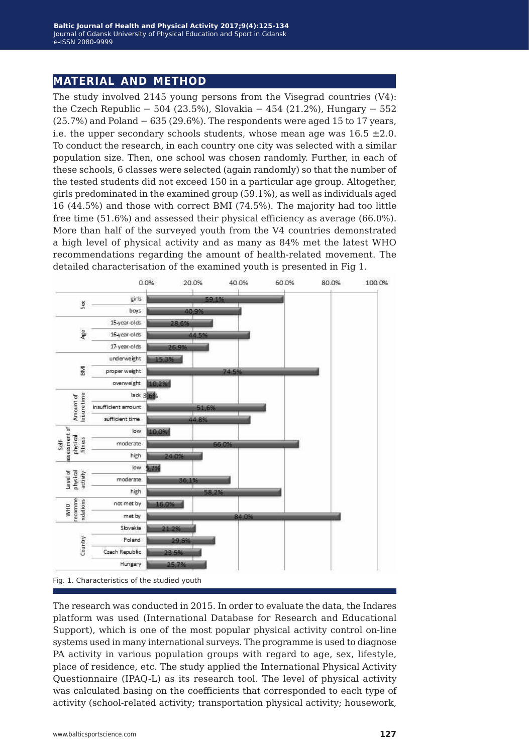## MATERIAL AND METHOD

The study involved 2145 young persons from the Visegrad countries (V4): the Czech Republic − 504 (23.5%), Slovakia − 454 (21.2%), Hungary − 552 (25.7%) and Poland − 635 (29.6%). The respondents were aged 15 to 17 years, i.e. the upper secondary schools students, whose mean age was 16.5 ±2.0. To conduct the research, in each country one city was selected with a similar population size. Then, one school was chosen randomly. Further, in each of these schools, 6 classes were selected (again randomly) so that the number of the tested students did not exceed 150 in a particular age group. Altogether, girls predominated in the examined group (59.1%), as well as individuals aged 16 (44.5%) and those with correct BMI (74.5%). The majority had too little free time (51.6%) and assessed their physical efficiency as average (66.0%). More than half of the surveyed youth from the V4 countries demonstrated a high level of physical activity and as many as 84% met the latest WHO recommendations regarding the amount of health-related movement. The detailed characterisation of the examined youth is presented in Fig 1.

| Category | Subgroup | % |
|---|---|---|
| Sex | girls | 59.1% |
| | boys | 40.9% |
| Age | 15-year-olds | 28.6% |
| | 16-year-olds | 44.5% |
| | 17-year-olds | 26.9% |
| BMI | underweight | 15.3% |
| | proper weight | 74.5% |
| | overweight | 10.2% |
| Amount of leisure time | lack | 3.6% |
| | insufficient amount | 51.6% |
| | sufficient time | 44.8% |
| Self-assessment of physical fitness | low | 10.0% |
| | moderate | 66.0% |
| | high | 24.0% |
| Level of physical activity | low | 5.7% |
| | moderate | 36.1% |
| | high | 58.2% |
| WHO recommendations | not met by | 16.0% |
| | met by | 84.0% |
| Country | Slovakia | 21.2% |
| | Poland | 29.6% |
| | Czech Republic | 23.5% |
| | Hungary | 25.7% |

Fig. 1. Characteristics of the studied youth

The research was conducted in 2015. In order to evaluate the data, the Indares platform was used (International Database for Research and Educational Support), which is one of the most popular physical activity control on-line systems used in many international surveys. The programme is used to diagnose PA activity in various population groups with regard to age, sex, lifestyle, place of residence, etc. The study applied the International Physical Activity Questionnaire (IPAQ-L) as its research tool. The level of physical activity was calculated basing on the coefficients that corresponded to each type of activity (school-related activity; transportation physical activity; housework,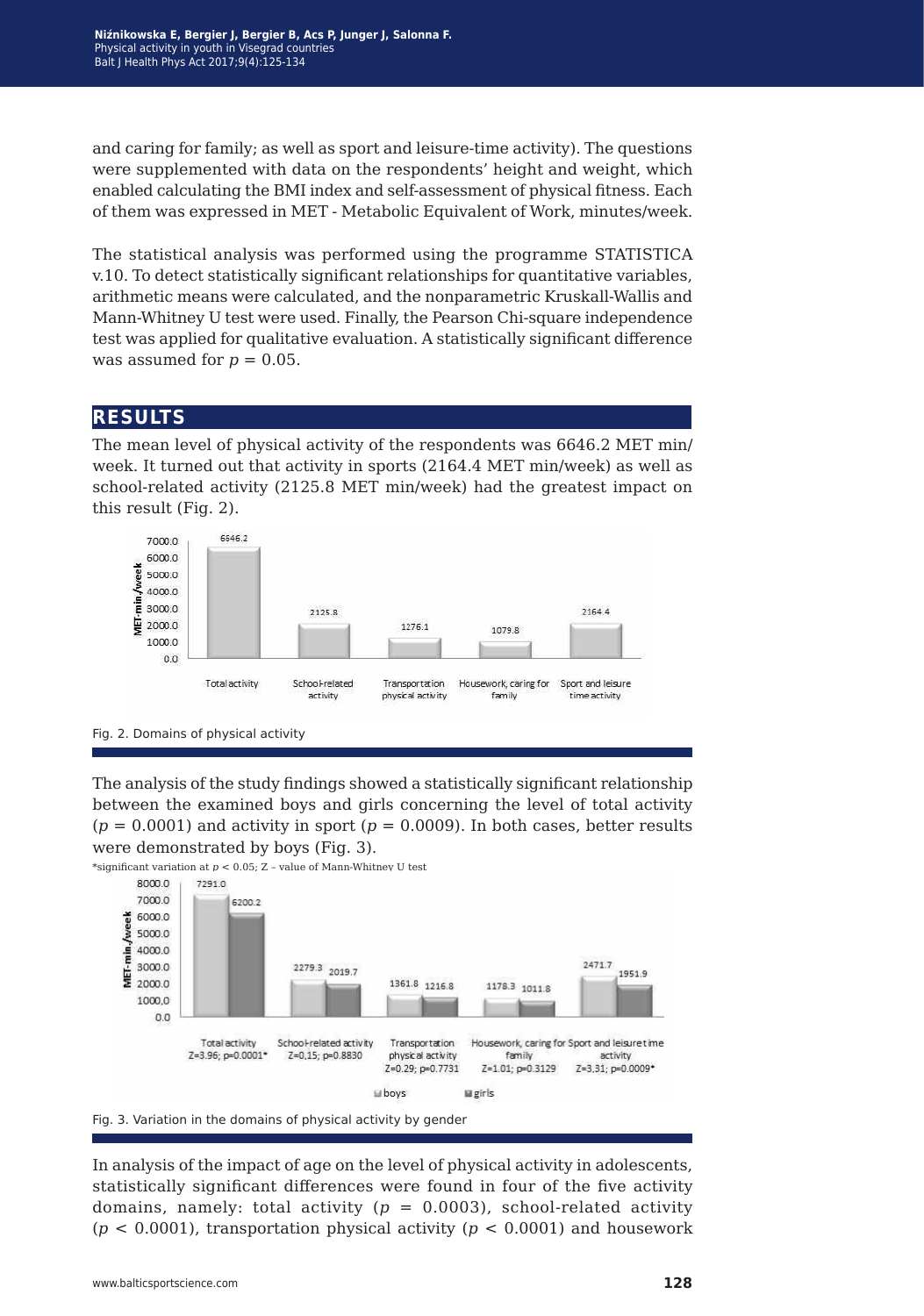and caring for family; as well as sport and leisure-time activity). The questions were supplemented with data on the respondents' height and weight, which enabled calculating the BMI index and self-assessment of physical fitness. Each of them was expressed in MET - Metabolic Equivalent of Work, minutes/week.

The statistical analysis was performed using the programme STATISTICA v.10. To detect statistically significant relationships for quantitative variables, arithmetic means were calculated, and the nonparametric Kruskall-Wallis and Mann-Whitney U test were used. Finally, the Pearson Chi-square independence test was applied for qualitative evaluation. A statistically significant difference was assumed for $p = 0.05$.

## RESULTS

The mean level of physical activity of the respondents was 6646.2 MET min/week. It turned out that activity in sports (2164.4 MET min/week) as well as school-related activity (2125.8 MET min/week) had the greatest impact on this result (Fig. 2).

Fig. 2. Domains of physical activity

The analysis of the study findings showed a statistically significant relationship between the examined boys and girls concerning the level of total activity ($p = 0.0001$) and activity in sport ($p = 0.0009$). In both cases, better results were demonstrated by boys (Fig. 3).

*significant variation at $p < 0.05$; Z – value of Mann-Whitney U test

Fig. 3. Variation in the domains of physical activity by gender

In analysis of the impact of age on the level of physical activity in adolescents, statistically significant differences were found in four of the five activity domains, namely: total activity ($p = 0.0003$), school-related activity ($p < 0.0001$), transportation physical activity ($p < 0.0001$) and housework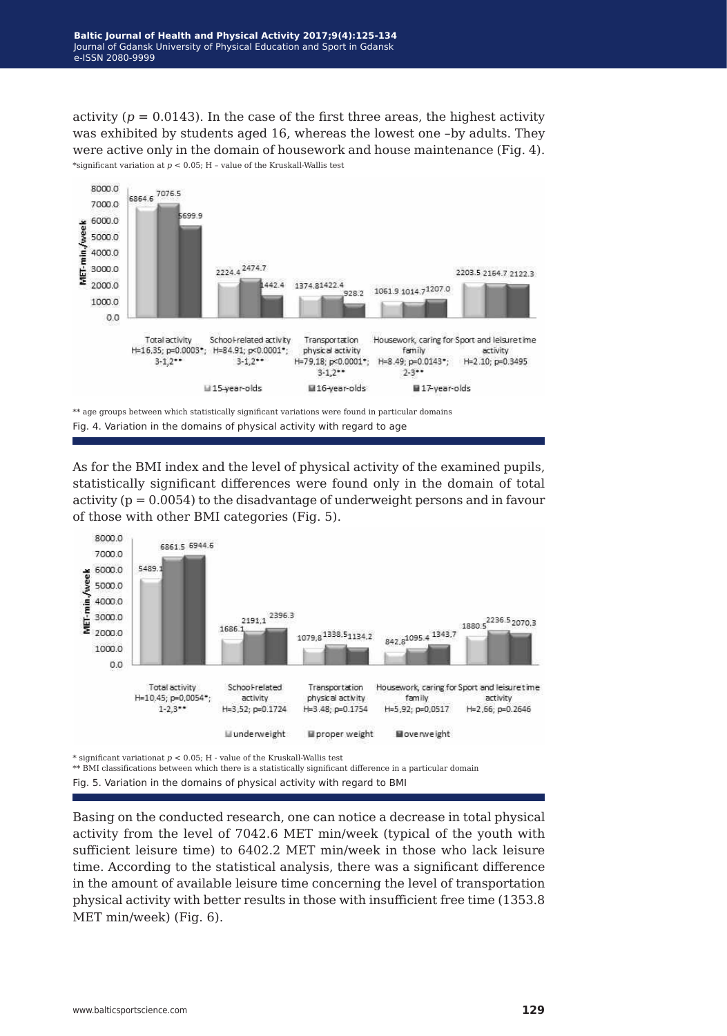activity ($p = 0.0143$). In the case of the first three areas, the highest activity was exhibited by students aged 16, whereas the lowest one –by adults. They were active only in the domain of housework and house maintenance (Fig. 4).

*significant variation at $p < 0.05$; H – value of the Kruskall-Wallis test

** age groups between which statistically significant variations were found in particular domains

Fig. 4. Variation in the domains of physical activity with regard to age

As for the BMI index and the level of physical activity of the examined pupils, statistically significant differences were found only in the domain of total activity ($p = 0.0054$) to the disadvantage of underweight persons and in favour of those with other BMI categories (Fig. 5).

* significant variationat $p < 0.05$; H - value of the Kruskall-Wallis test

** BMI classifications between which there is a statistically significant difference in a particular domain

Fig. 5. Variation in the domains of physical activity with regard to BMI

Basing on the conducted research, one can notice a decrease in total physical activity from the level of 7042.6 MET min/week (typical of the youth with sufficient leisure time) to 6402.2 MET min/week in those who lack leisure time. According to the statistical analysis, there was a significant difference in the amount of available leisure time concerning the level of transportation physical activity with better results in those with insufficient free time (1353.8 MET min/week) (Fig. 6).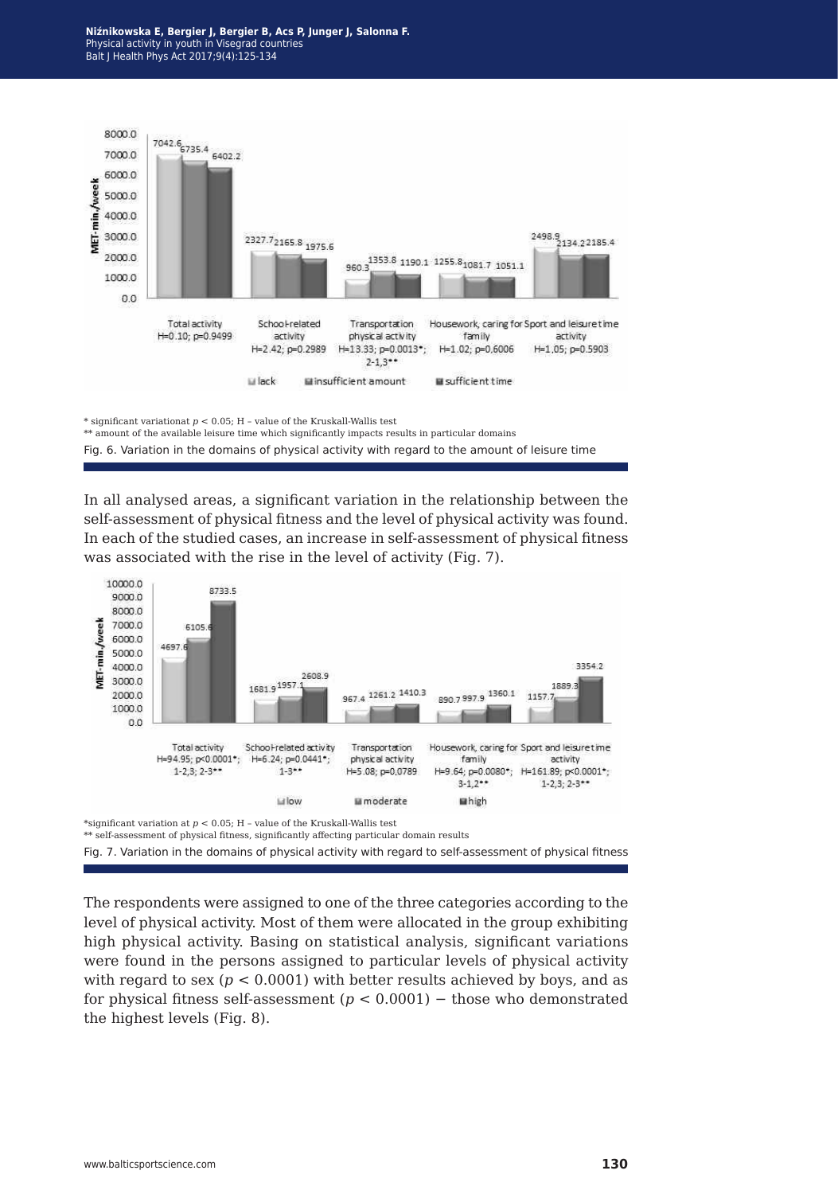\* significant variationat $p < 0.05$; H – value of the Kruskall-Wallis test
\*\* amount of the available leisure time which significantly impacts results in particular domains

Fig. 6. Variation in the domains of physical activity with regard to the amount of leisure time

In all analysed areas, a significant variation in the relationship between the self-assessment of physical fitness and the level of physical activity was found. In each of the studied cases, an increase in self-assessment of physical fitness was associated with the rise in the level of activity (Fig. 7).

\*significant variation at $p < 0.05$; H – value of the Kruskall-Wallis test
\*\* self-assessment of physical fitness, significantly affecting particular domain results

Fig. 7. Variation in the domains of physical activity with regard to self-assessment of physical fitness

The respondents were assigned to one of the three categories according to the level of physical activity. Most of them were allocated in the group exhibiting high physical activity. Basing on statistical analysis, significant variations were found in the persons assigned to particular levels of physical activity with regard to sex ($p < 0.0001$) with better results achieved by boys, and as for physical fitness self-assessment ($p < 0.0001$) − those who demonstrated the highest levels (Fig. 8).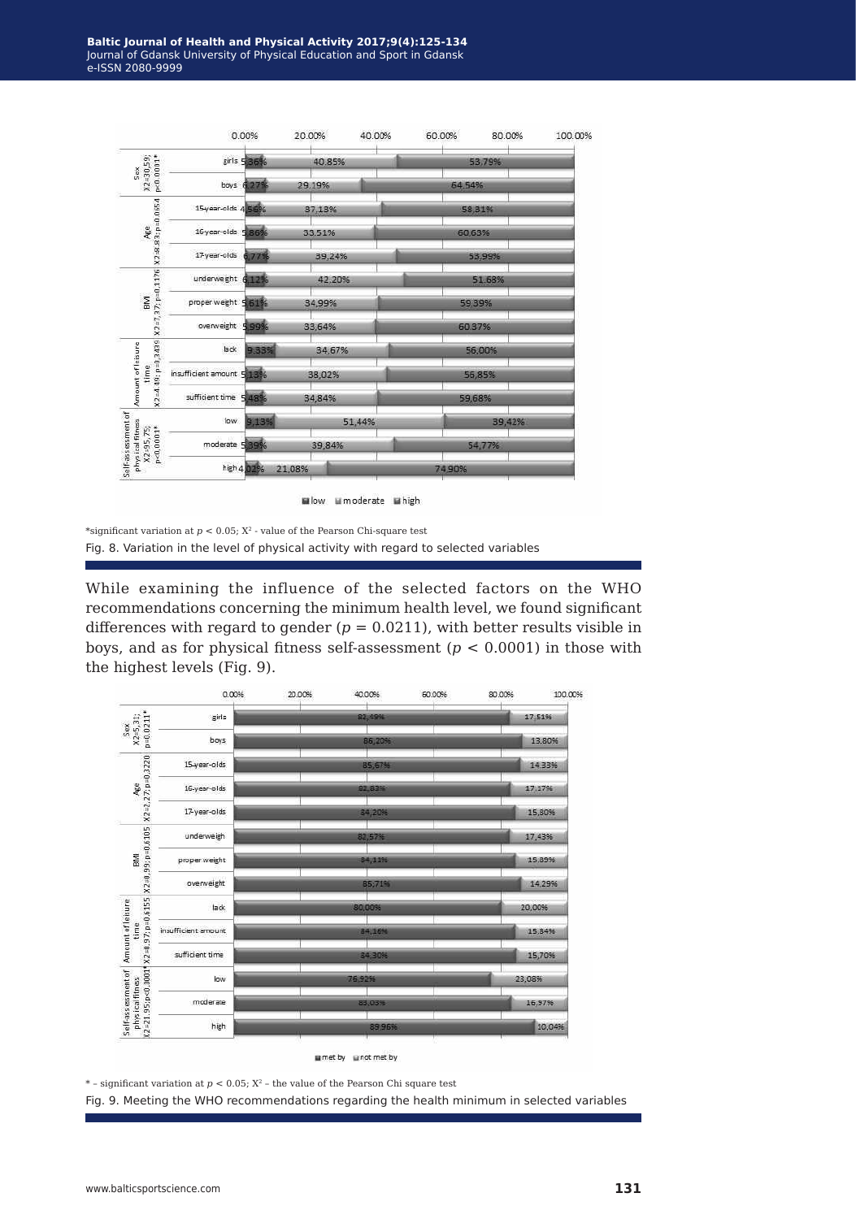*significant variation at $p < 0.05$; $X^2$ - value of the Pearson Chi-square test

Fig. 8. Variation in the level of physical activity with regard to selected variables

While examining the influence of the selected factors on the WHO recommendations concerning the minimum health level, we found significant differences with regard to gender ($p = 0.0211$), with better results visible in boys, and as for physical fitness self-assessment ($p < 0.0001$) in those with the highest levels (Fig. 9).

* – significant variation at $p < 0.05$; $X^2$ – the value of the Pearson Chi square test

Fig. 9. Meeting the WHO recommendations regarding the health minimum in selected variables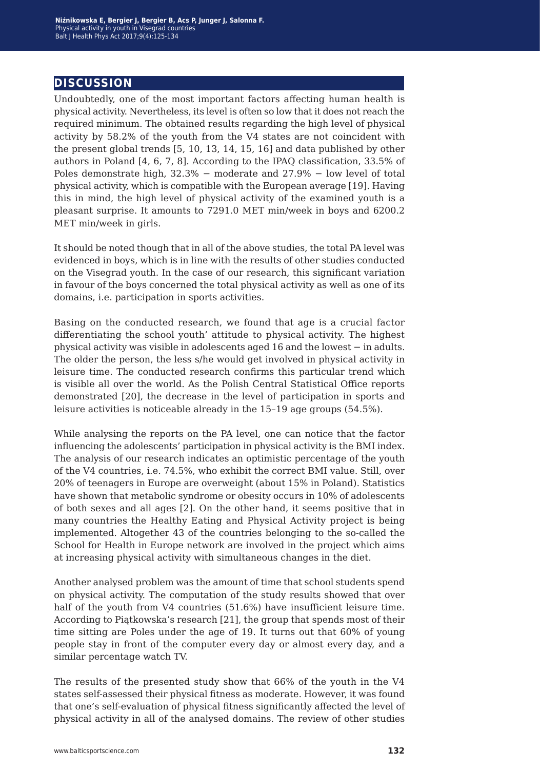## DISCUSSION

Undoubtedly, one of the most important factors affecting human health is physical activity. Nevertheless, its level is often so low that it does not reach the required minimum. The obtained results regarding the high level of physical activity by 58.2% of the youth from the V4 states are not coincident with the present global trends [5, 10, 13, 14, 15, 16] and data published by other authors in Poland [4, 6, 7, 8]. According to the IPAQ classification, 33.5% of Poles demonstrate high, 32.3% − moderate and 27.9% − low level of total physical activity, which is compatible with the European average [19]. Having this in mind, the high level of physical activity of the examined youth is a pleasant surprise. It amounts to 7291.0 MET min/week in boys and 6200.2 MET min/week in girls.

It should be noted though that in all of the above studies, the total PA level was evidenced in boys, which is in line with the results of other studies conducted on the Visegrad youth. In the case of our research, this significant variation in favour of the boys concerned the total physical activity as well as one of its domains, i.e. participation in sports activities.

Basing on the conducted research, we found that age is a crucial factor differentiating the school youth' attitude to physical activity. The highest physical activity was visible in adolescents aged 16 and the lowest – in adults. The older the person, the less s/he would get involved in physical activity in leisure time. The conducted research confirms this particular trend which is visible all over the world. As the Polish Central Statistical Office reports demonstrated [20], the decrease in the level of participation in sports and leisure activities is noticeable already in the 15–19 age groups (54.5%).

While analysing the reports on the PA level, one can notice that the factor influencing the adolescents' participation in physical activity is the BMI index. The analysis of our research indicates an optimistic percentage of the youth of the V4 countries, i.e. 74.5%, who exhibit the correct BMI value. Still, over 20% of teenagers in Europe are overweight (about 15% in Poland). Statistics have shown that metabolic syndrome or obesity occurs in 10% of adolescents of both sexes and all ages [2]. On the other hand, it seems positive that in many countries the Healthy Eating and Physical Activity project is being implemented. Altogether 43 of the countries belonging to the so-called the School for Health in Europe network are involved in the project which aims at increasing physical activity with simultaneous changes in the diet.

Another analysed problem was the amount of time that school students spend on physical activity. The computation of the study results showed that over half of the youth from V4 countries (51.6%) have insufficient leisure time. According to Piątkowska's research [21], the group that spends most of their time sitting are Poles under the age of 19. It turns out that 60% of young people stay in front of the computer every day or almost every day, and a similar percentage watch TV.

The results of the presented study show that 66% of the youth in the V4 states self-assessed their physical fitness as moderate. However, it was found that one's self-evaluation of physical fitness significantly affected the level of physical activity in all of the analysed domains. The review of other studies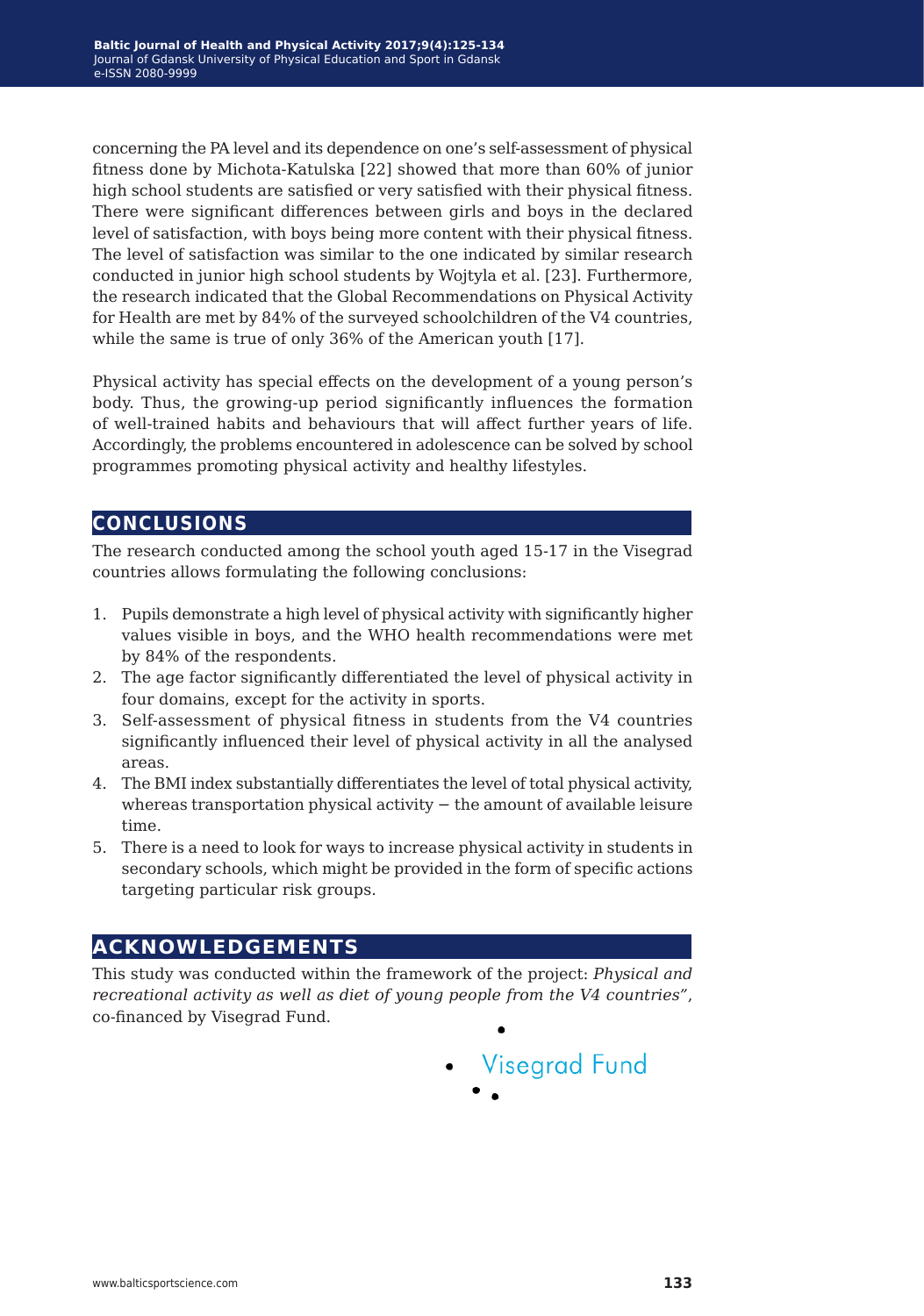concerning the PA level and its dependence on one's self-assessment of physical fitness done by Michota-Katulska [22] showed that more than 60% of junior high school students are satisfied or very satisfied with their physical fitness. There were significant differences between girls and boys in the declared level of satisfaction, with boys being more content with their physical fitness. The level of satisfaction was similar to the one indicated by similar research conducted in junior high school students by Wojtyla et al. [23]. Furthermore, the research indicated that the Global Recommendations on Physical Activity for Health are met by 84% of the surveyed schoolchildren of the V4 countries, while the same is true of only 36% of the American youth [17].

Physical activity has special effects on the development of a young person's body. Thus, the growing-up period significantly influences the formation of well-trained habits and behaviours that will affect further years of life. Accordingly, the problems encountered in adolescence can be solved by school programmes promoting physical activity and healthy lifestyles.

## CONCLUSIONS

The research conducted among the school youth aged 15-17 in the Visegrad countries allows formulating the following conclusions:

1. Pupils demonstrate a high level of physical activity with significantly higher values visible in boys, and the WHO health recommendations were met by 84% of the respondents.
2. The age factor significantly differentiated the level of physical activity in four domains, except for the activity in sports.
3. Self-assessment of physical fitness in students from the V4 countries significantly influenced their level of physical activity in all the analysed areas.
4. The BMI index substantially differentiates the level of total physical activity, whereas transportation physical activity – the amount of available leisure time.
5. There is a need to look for ways to increase physical activity in students in secondary schools, which might be provided in the form of specific actions targeting particular risk groups.

## ACKNOWLEDGEMENTS

This study was conducted within the framework of the project: *Physical and recreational activity as well as diet of young people from the V4 countries"*, co-financed by Visegrad Fund.

Visegrad Fund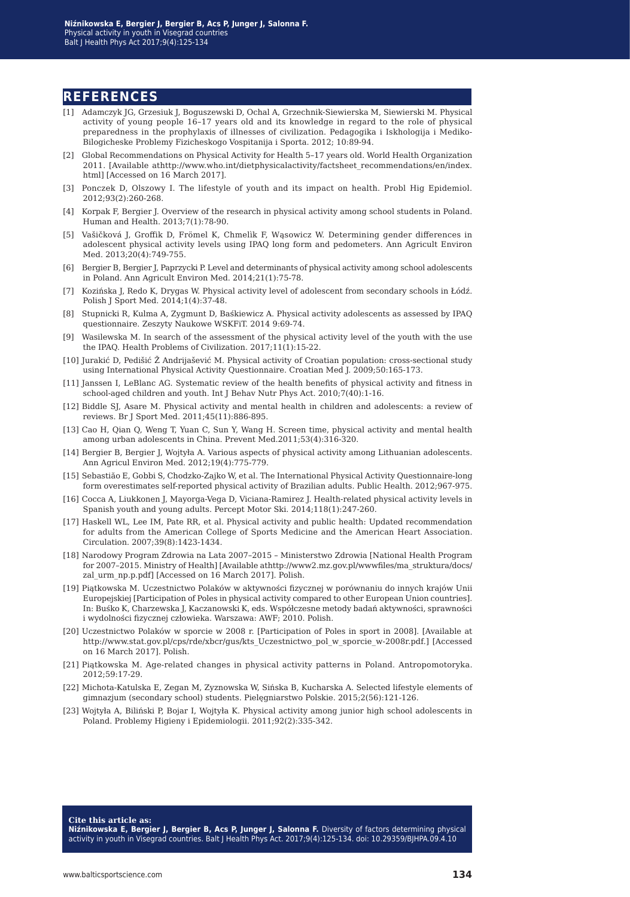## REFERENCES

[1] Adamczyk JG, Grzesiuk J, Boguszewski D, Ochal A, Grzechnik-Siewierska M, Siewierski M. Physical activity of young people 16–17 years old and its knowledge in regard to the role of physical preparedness in the prophylaxis of illnesses of civilization. Pedagogika i Iskhologija i Mediko-Bilogicheske Problemy Fizicheskogo Vospitanija i Sporta. 2012; 10:89-94.

[2] Global Recommendations on Physical Activity for Health 5–17 years old. World Health Organization 2011. [Available athttp://www.who.int/dietphysicalactivity/factsheet_recommendations/en/index.html] [Accessed on 16 March 2017].

[3] Ponczek D, Olszowy I. The lifestyle of youth and its impact on health. Probl Hig Epidemiol. 2012;93(2):260-268.

[4] Korpak F, Bergier J. Overview of the research in physical activity among school students in Poland. Human and Health. 2013;7(1):78-90.

[5] Vašičková J, Groffik D, Frömel K, Chmelìk F, Wąsowicz W. Determining gender differences in adolescent physical activity levels using IPAQ long form and pedometers. Ann Agricult Environ Med. 2013;20(4):749-755.

[6] Bergier B, Bergier J, Paprzycki P. Level and determinants of physical activity among school adolescents in Poland. Ann Agricult Environ Med. 2014;21(1):75-78.

[7] Kozińska J, Redo K, Drygas W. Physical activity level of adolescent from secondary schools in Łódź. Polish J Sport Med. 2014;1(4):37-48.

[8] Stupnicki R, Kulma A, Zygmunt D, Baśkiewicz A. Physical activity adolescents as assessed by IPAQ questionnaire. Zeszyty Naukowe WSKFiT. 2014 9:69-74.

[9] Wasilewska M. In search of the assessment of the physical activity level of the youth with the use the IPAQ. Health Problems of Civilization. 2017;11(1):15-22.

[10] Jurakić D, Pedišić Ž Andrijašević M. Physical activity of Croatian population: cross-sectional study using International Physical Activity Questionnaire. Croatian Med J. 2009;50:165-173.

[11] Janssen I, LeBlanc AG. Systematic review of the health benefits of physical activity and fitness in school-aged children and youth. Int J Behav Nutr Phys Act. 2010;7(40):1-16.

[12] Biddle SJ, Asare M. Physical activity and mental health in children and adolescents: a review of reviews. Br J Sport Med. 2011;45(11):886-895.

[13] Cao H, Qian Q, Weng T, Yuan C, Sun Y, Wang H. Screen time, physical activity and mental health among urban adolescents in China. Prevent Med.2011;53(4):316-320.

[14] Bergier B, Bergier J, Wojtyła A. Various aspects of physical activity among Lithuanian adolescents. Ann Agricul Environ Med. 2012;19(4):775-779.

[15] Sebastião E, Gobbi S, Chodzko-Zajko W, et al. The International Physical Activity Questionnaire-long form overestimates self-reported physical activity of Brazilian adults. Public Health. 2012;967-975.

[16] Cocca A, Liukkonen J, Mayorga-Vega D, Viciana-Ramirez J. Health-related physical activity levels in Spanish youth and young adults. Percept Motor Ski. 2014;118(1):247-260.

[17] Haskell WL, Lee IM, Pate RR, et al. Physical activity and public health: Updated recommendation for adults from the American College of Sports Medicine and the American Heart Association. Circulation. 2007;39(8):1423-1434.

[18] Narodowy Program Zdrowia na Lata 2007–2015 – Ministerstwo Zdrowia [National Health Program for 2007–2015. Ministry of Health] [Available athttp://www2.mz.gov.pl/wwwfiles/ma_struktura/docs/zal_urm_np.p.pdf] [Accessed on 16 March 2017]. Polish.

[19] Piątkowska M. Uczestnictwo Polaków w aktywności fizycznej w porównaniu do innych krajów Unii Europejskiej [Participation of Poles in physical activity compared to other European Union countries]. In: Buśko K, Charzewska J, Kaczanowski K, eds. Współczesne metody badań aktywności, sprawności i wydolności fizycznej człowieka. Warszawa: AWF; 2010. Polish.

[20] Uczestnictwo Polaków w sporcie w 2008 r. [Participation of Poles in sport in 2008]. [Available at http://www.stat.gov.pl/cps/rde/xbcr/gus/kts_Uczestnictwo_pol_w_sporcie_w-2008r.pdf.] [Accessed on 16 March 2017]. Polish.

[21] Piątkowska M. Age-related changes in physical activity patterns in Poland. Antropomotoryka. 2012;59:17-29.

[22] Michota-Katulska E, Zegan M, Zyznowska W, Sińska B, Kucharska A. Selected lifestyle elements of gimnazjum (secondary school) students. Pielęgniarstwo Polskie. 2015;2(56):121-126.

[23] Wojtyła A, Biliński P, Bojar I, Wojtyła K. Physical activity among junior high school adolescents in Poland. Problemy Higieny i Epidemiologii. 2011;92(2):335-342.

**Cite this article as:**
**Niźnikowska E, Bergier J, Bergier B, Acs P, Junger J, Salonna F.** Diversity of factors determining physical activity in youth in Visegrad countries. Balt J Health Phys Act. 2017;9(4):125-134. doi: 10.29359/BJHPA.09.4.10